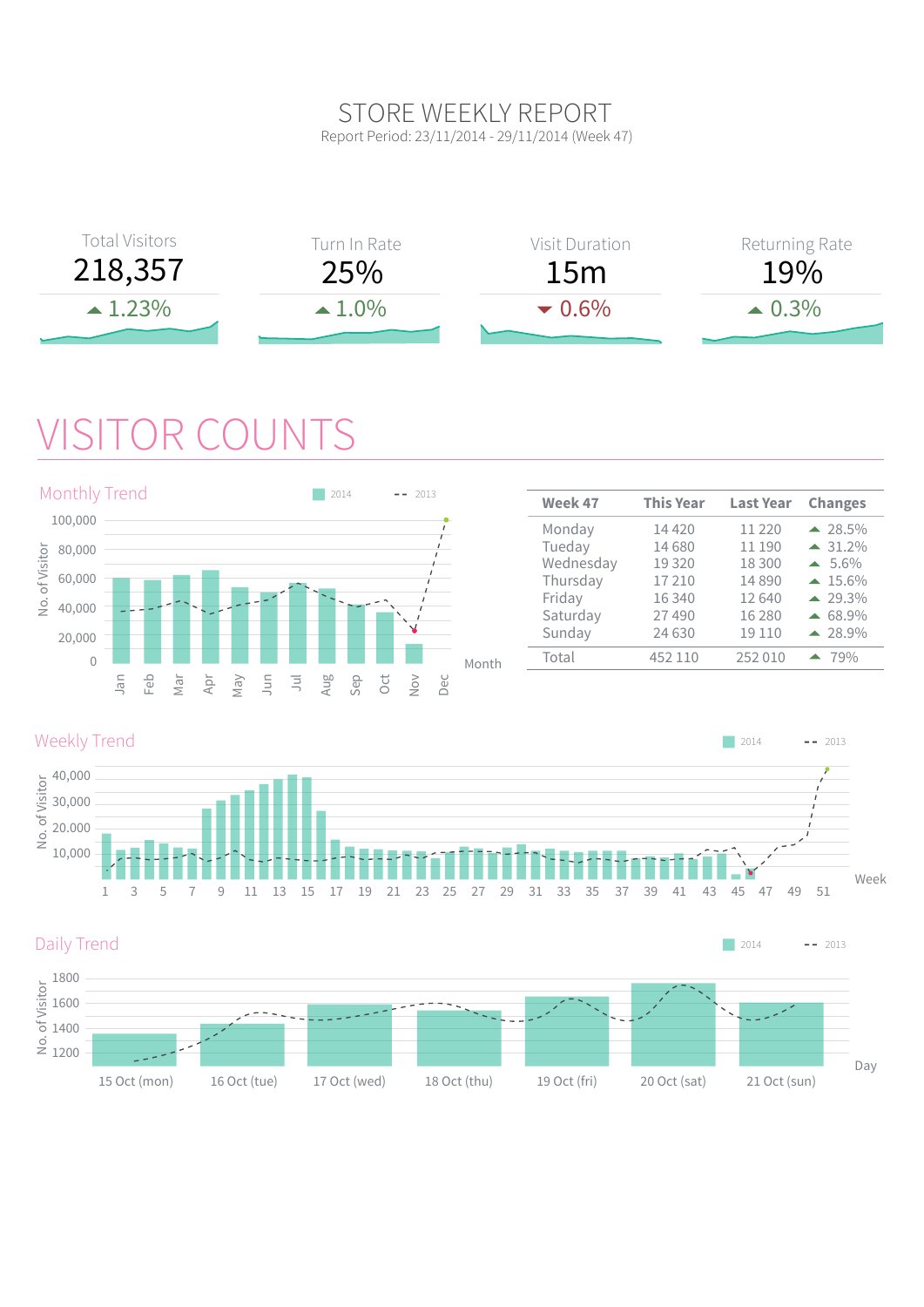# STORE WEEKLY REPORT

Report Period: 23/11/2014 - 29/11/2014 (Week 47)

| Total Visitors | Turn In Rate | Visit Duration | Returning Rate |
|---|---|---|---|
| 218,357 | 25% | 15m | 19% |
| ▲ 1.23% | ▲ 1.0% | ▼ 0.6% | ▲ 0.3% |

# VISITOR COUNTS

## Monthly Trend

2014 / 2013

No. of Visitor: 0, 20,000, 40,000, 60,000, 80,000, 100,000

Month: Jan, Feb, Mar, Apr, May, Jun, Jul, Aug, Sep, Oct, Nov, Dec

| Week 47 | This Year | Last Year | Changes |
|---|---|---|---|
| Monday | 14 420 | 11 220 | ▲ 28.5% |
| Tueday | 14 680 | 11 190 | ▲ 31.2% |
| Wednesday | 19 320 | 18 300 | ▲ 5.6% |
| Thursday | 17 210 | 14 890 | ▲ 15.6% |
| Friday | 16 340 | 12 640 | ▲ 29.3% |
| Saturday | 27 490 | 16 280 | ▲ 68.9% |
| Sunday | 24 630 | 19 110 | ▲ 28.9% |
| Total | 452 110 | 252 010 | ▲ 79% |

## Weekly Trend

2014 / 2013

No. of Visitor: 10,000, 20,000, 30,000, 40,000

Week: 1, 3, 5, 7, 9, 11, 13, 15, 17, 19, 21, 23, 25, 27, 29, 31, 33, 35, 37, 39, 41, 43, 45, 47, 49, 51

## Daily Trend

2014 / 2013

No. of Visitor: 1200, 1400, 1600, 1800

Day: 15 Oct (mon), 16 Oct (tue), 17 Oct (wed), 18 Oct (thu), 19 Oct (fri), 20 Oct (sat), 21 Oct (sun)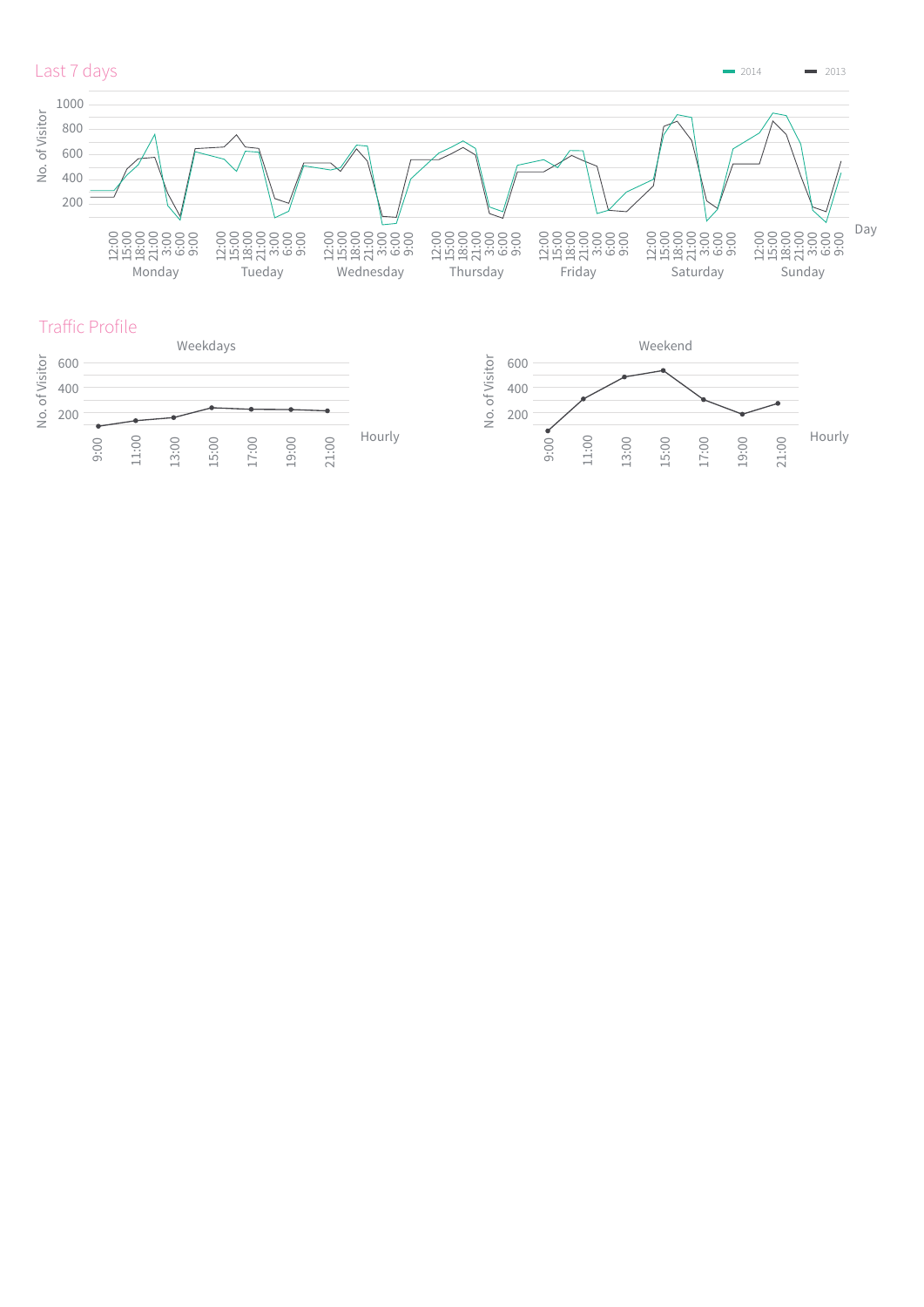## Last 7 days

2014 | 2013

No. of Visitor: 1000, 800, 600, 400, 200

12:00 15:00 18:00 21:00 3:00 6:00 9:00 — Monday, Tueday, Wednesday, Thursday, Friday, Saturday, Sunday

Day

## Traffic Profile

### Weekdays

No. of Visitor: 600, 400, 200

9:00 11:00 13:00 15:00 17:00 19:00 21:00

Hourly

### Weekend

No. of Visitor: 600, 400, 200

9:00 11:00 13:00 15:00 17:00 19:00 21:00

Hourly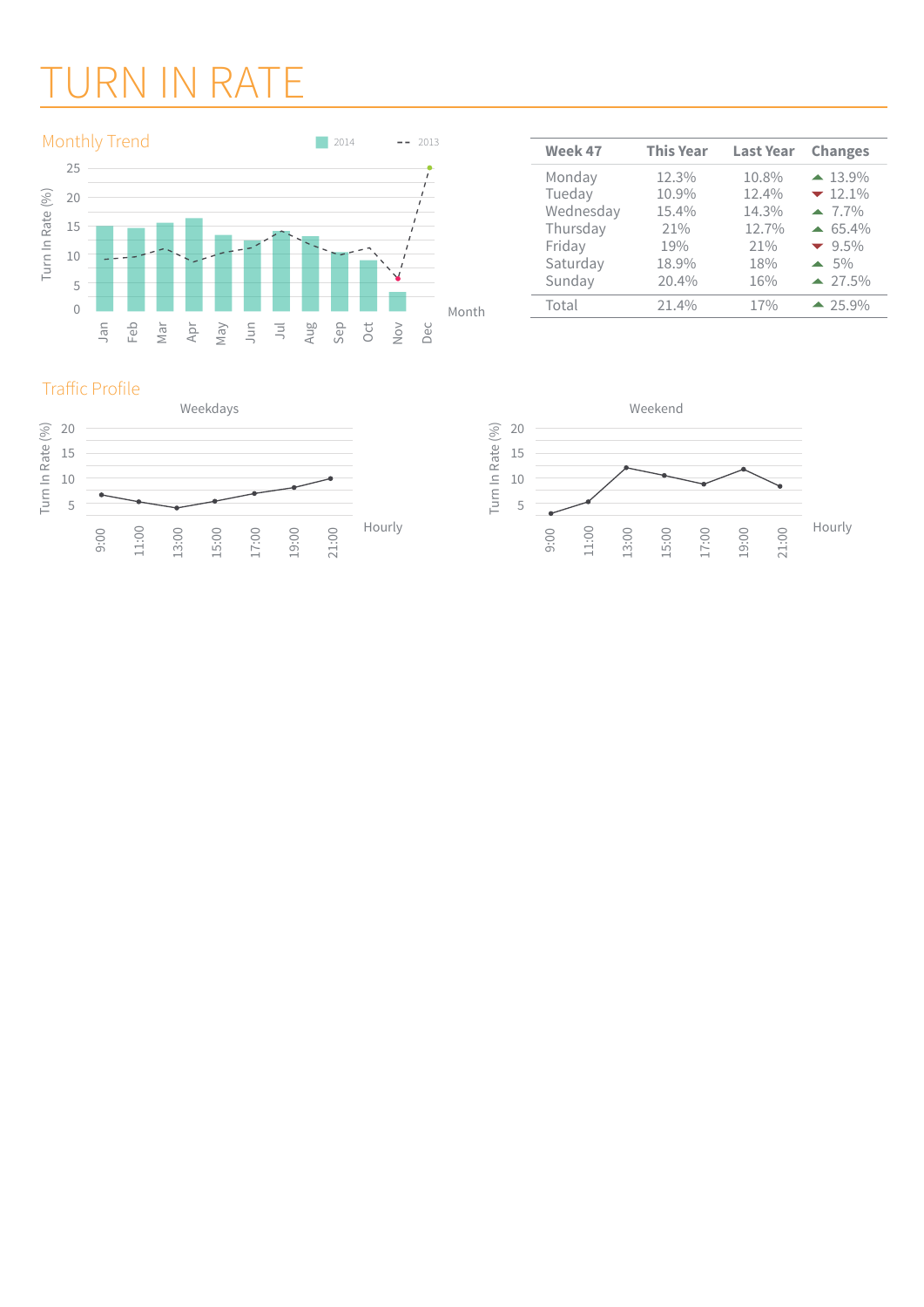# TURN IN RATE

## Monthly Trend

| Week 47 | This Year | Last Year | Changes |
|---|---|---|---|
| Monday | 12.3% | 10.8% | ▲ 13.9% |
| Tueday | 10.9% | 12.4% | ▼ 12.1% |
| Wednesday | 15.4% | 14.3% | ▲ 7.7% |
| Thursday | 21% | 12.7% | ▲ 65.4% |
| Friday | 19% | 21% | ▼ 9.5% |
| Saturday | 18.9% | 18% | ▲ 5% |
| Sunday | 20.4% | 16% | ▲ 27.5% |
| Total | 21.4% | 17% | ▲ 25.9% |

## Traffic Profile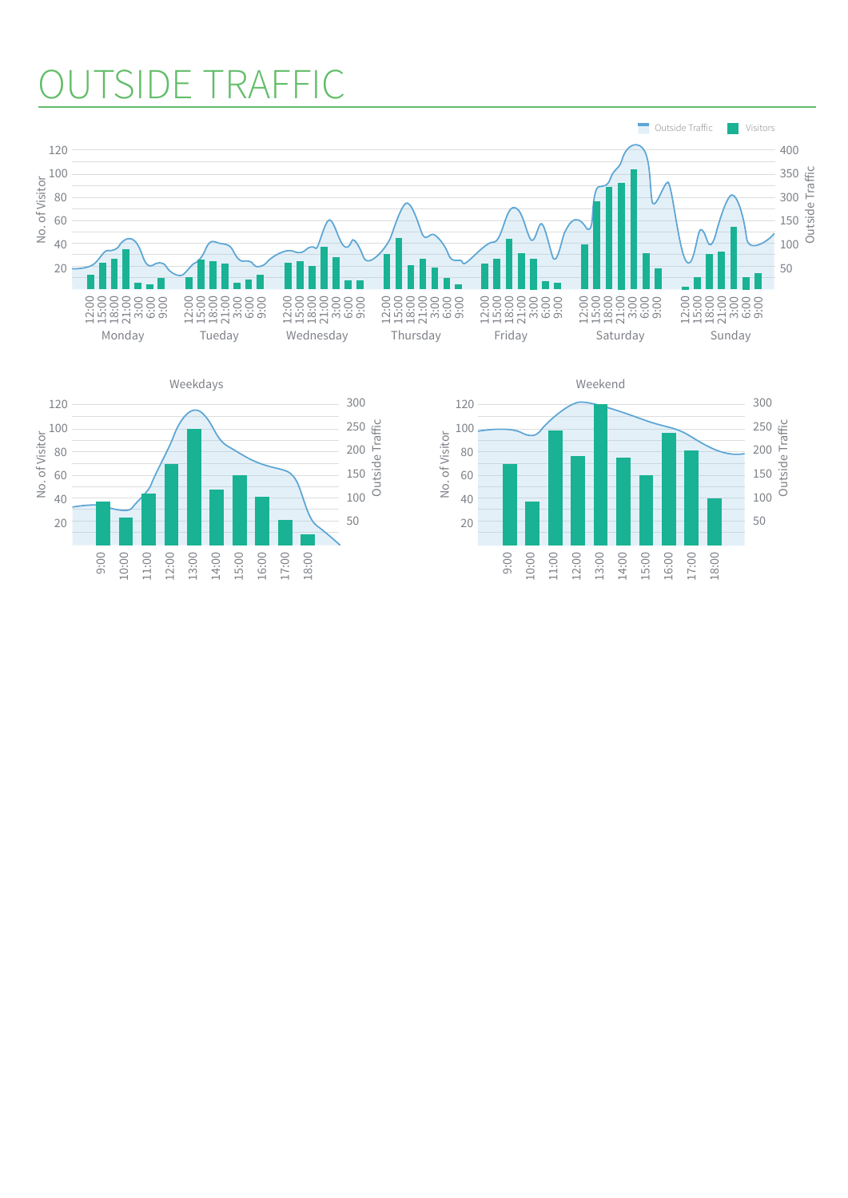# OUTSIDE TRAFFIC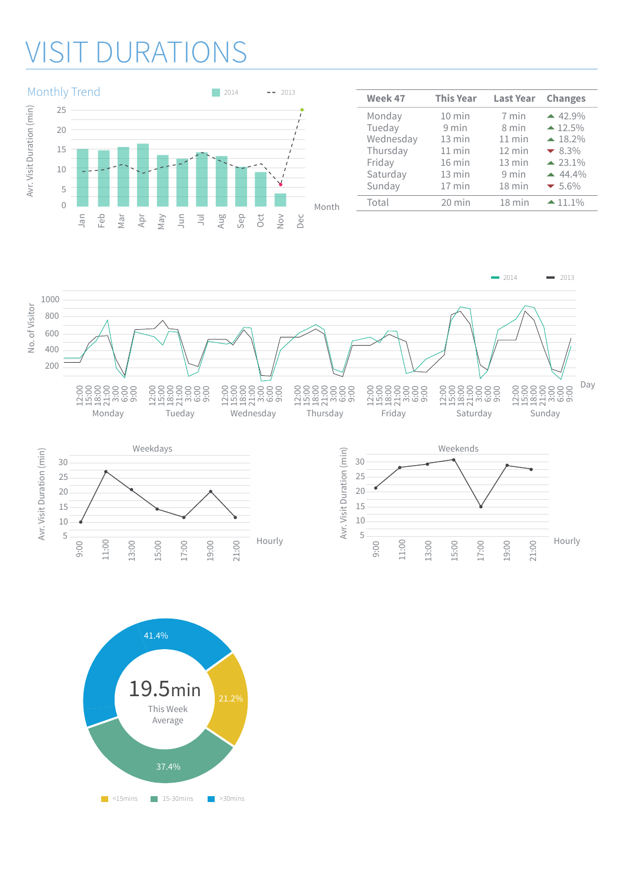# VISIT DURATIONS

## Monthly Trend

| Week 47 | This Year | Last Year | Changes |
|---|---|---|---|
| Monday | 10 min | 7 min | ▲ 42.9% |
| Tueday | 9 min | 8 min | ▲ 12.5% |
| Wednesday | 13 min | 11 min | ▲ 18.2% |
| Thursday | 11 min | 12 min | ▼ 8.3% |
| Friday | 16 min | 13 min | ▲ 23.1% |
| Saturday | 13 min | 9 min | ▲ 44.4% |
| Sunday | 17 min | 18 min | ▼ 5.6% |
| Total | 20 min | 18 min | ▲ 11.1% |

19.5min This Week Average

<15mins 21.2% · 15-30mins 37.4% · >30mins 41.4%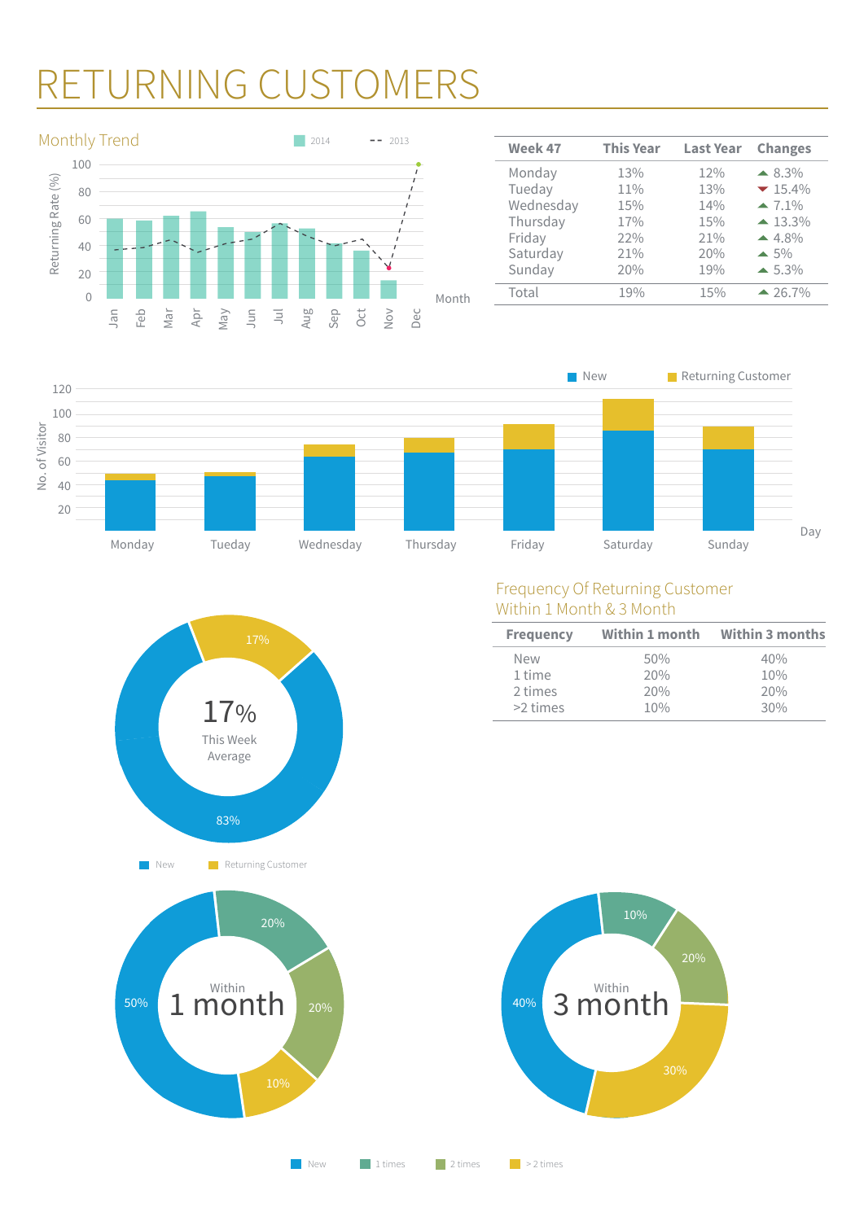# RETURNING CUSTOMERS

## Monthly Trend

2014 | 2013

Returning Rate (%)

100, 80, 60, 40, 20, 0

Jan, Feb, Mar, Apr, May, Jun, Jul, Aug, Sep, Oct, Nov, Dec

Month

| Week 47 | This Year | Last Year | Changes |
|---|---|---|---|
| Monday | 13% | 12% | ▲ 8.3% |
| Tueday | 11% | 13% | ▼ 15.4% |
| Wednesday | 15% | 14% | ▲ 7.1% |
| Thursday | 17% | 15% | ▲ 13.3% |
| Friday | 22% | 21% | ▲ 4.8% |
| Saturday | 21% | 20% | ▲ 5% |
| Sunday | 20% | 19% | ▲ 5.3% |
| Total | 19% | 15% | ▲ 26.7% |

New | Returning Customer

No. of Visitor

120, 100, 80, 60, 40, 20

Monday, Tueday, Wednesday, Thursday, Friday, Saturday, Sunday

Day

17% This Week Average

17%

83%

New | Returning Customer

## Frequency Of Returning Customer Within 1 Month & 3 Month

| Frequency | Within 1 month | Within 3 months |
|---|---|---|
| New | 50% | 40% |
| 1 time | 20% | 10% |
| 2 times | 20% | 20% |
| >2 times | 10% | 30% |

Within 1 month

50%, 20%, 20%, 10%

Within 3 month

40%, 10%, 20%, 30%

New | 1 times | 2 times | > 2 times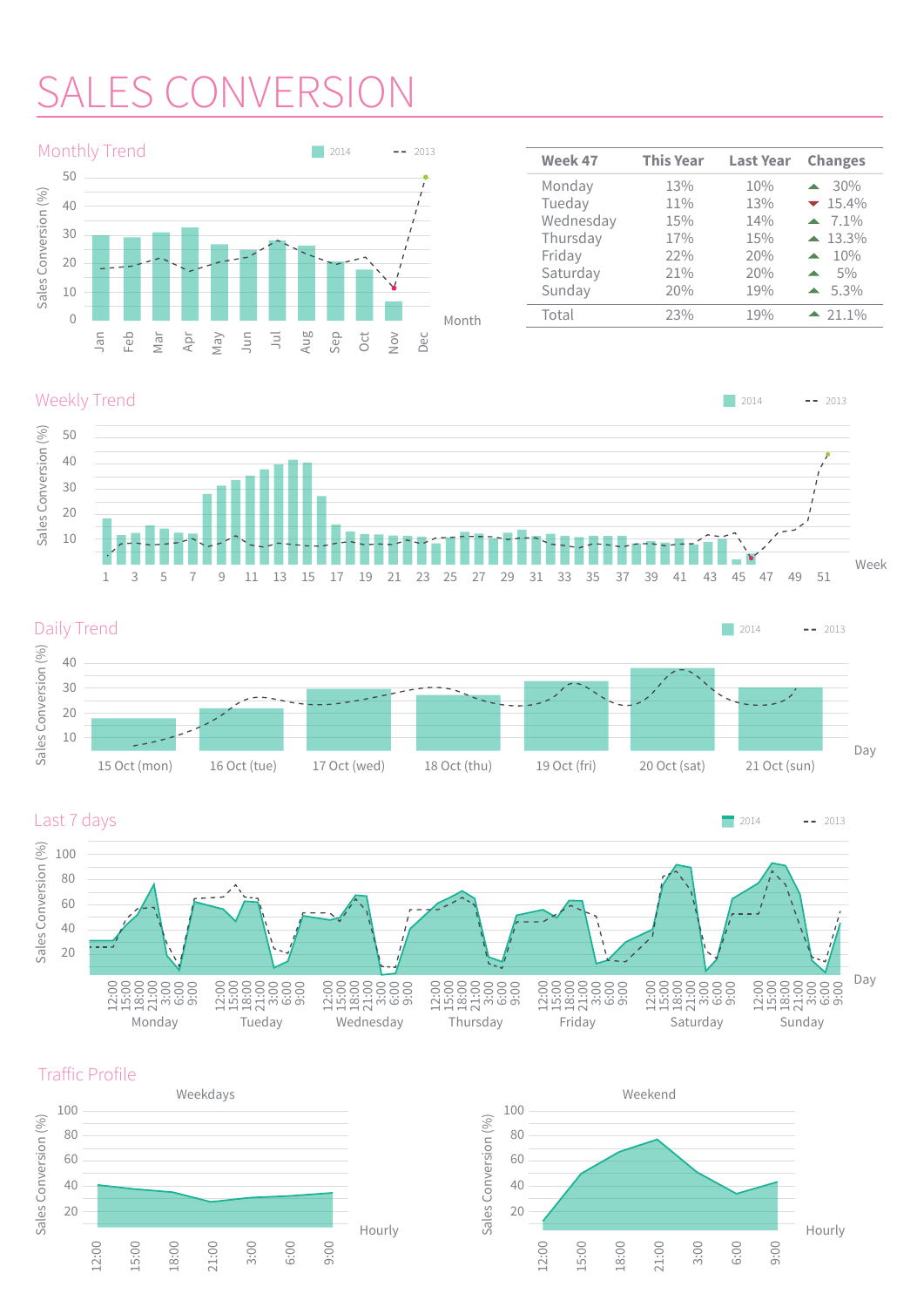# SALES CONVERSION

## Monthly Trend

2014 | 2013

Sales Conversion (%): 0, 10, 20, 30, 40, 50

Month: Jan, Feb, Mar, Apr, May, Jun, Jul, Aug, Sep, Oct, Nov, Dec

| Week 47 | This Year | Last Year | Changes |
|---|---|---|---|
| Monday | 13% | 10% | ▲ 30% |
| Tueday | 11% | 13% | ▼ 15.4% |
| Wednesday | 15% | 14% | ▲ 7.1% |
| Thursday | 17% | 15% | ▲ 13.3% |
| Friday | 22% | 20% | ▲ 10% |
| Saturday | 21% | 20% | ▲ 5% |
| Sunday | 20% | 19% | ▲ 5.3% |
| Total | 23% | 19% | ▲ 21.1% |

## Weekly Trend

2014 | 2013

Sales Conversion (%): 10, 20, 30, 40, 50

Week: 1, 3, 5, 7, 9, 11, 13, 15, 17, 19, 21, 23, 25, 27, 29, 31, 33, 35, 37, 39, 41, 43, 45, 47, 49, 51

## Daily Trend

2014 | 2013

Sales Conversion (%): 10, 20, 30, 40

Day: 15 Oct (mon), 16 Oct (tue), 17 Oct (wed), 18 Oct (thu), 19 Oct (fri), 20 Oct (sat), 21 Oct (sun)

## Last 7 days

2014 | 2013

Sales Conversion (%): 20, 40, 60, 80, 100

Day: 12:00, 15:00, 18:00, 21:00, 3:00, 6:00, 9:00 — Monday, Tueday, Wednesday, Thursday, Friday, Saturday, Sunday

## Traffic Profile

### Weekdays

Sales Conversion (%): 20, 40, 60, 80, 100

Hourly: 12:00, 15:00, 18:00, 21:00, 3:00, 6:00, 9:00

### Weekend

Sales Conversion (%): 20, 40, 60, 80, 100

Hourly: 12:00, 15:00, 18:00, 21:00, 3:00, 6:00, 9:00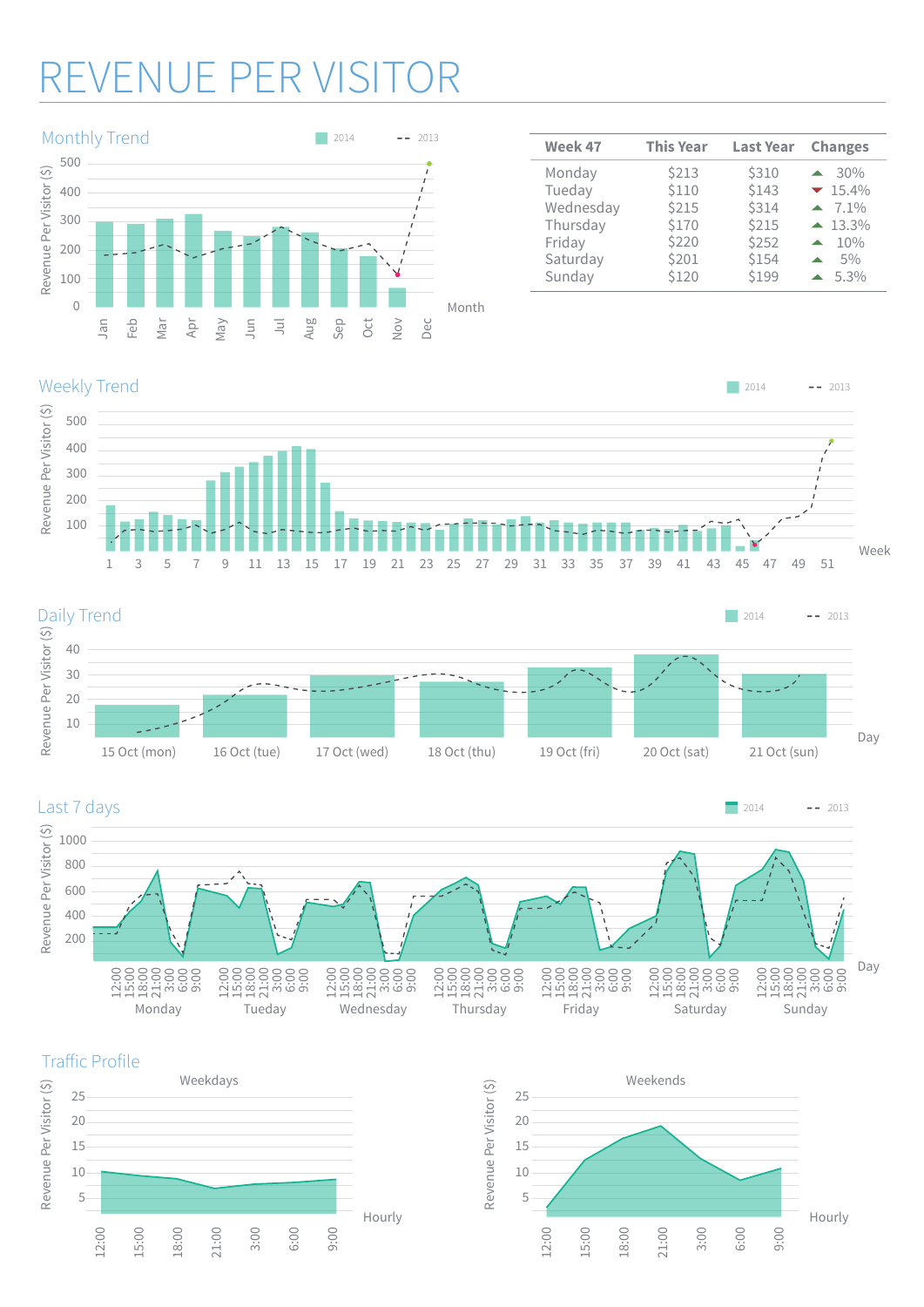# REVENUE PER VISITOR

## Monthly Trend

2014
2013

Revenue Per Visitor ($)

500
400
300
200
100
0

Jan Feb Mar Apr May Jun Jul Aug Sep Oct Nov Dec

Month

| Week 47 | This Year | Last Year | Changes |
|---|---|---|---|
| Monday | $213 | $310 | 30% |
| Tueday | $110 | $143 | 15.4% |
| Wednesday | $215 | $314 | 7.1% |
| Thursday | $170 | $215 | 13.3% |
| Friday | $220 | $252 | 10% |
| Saturday | $201 | $154 | 5% |
| Sunday | $120 | $199 | 5.3% |

## Weekly Trend

2014
2013

Revenue Per Visitor ($)

500
400
300
200
100

1 3 5 7 9 11 13 15 17 19 21 23 25 27 29 31 33 35 37 39 41 43 45 47 49 51

Week

## Daily Trend

2014
2013

Revenue Per Visitor ($)

40
30
20
10

15 Oct (mon) 16 Oct (tue) 17 Oct (wed) 18 Oct (thu) 19 Oct (fri) 20 Oct (sat) 21 Oct (sun)

Day

## Last 7 days

2014
2013

Revenue Per Visitor ($)

1000
800
600
400
200

12:00 15:00 18:00 21:00 3:00 6:00 9:00 (repeated for each day)

Monday Tueday Wednesday Thursday Friday Saturday Sunday

Day

## Traffic Profile

Weekdays

Revenue Per Visitor ($)

25
20
15
10
5

12:00 15:00 18:00 21:00 3:00 6:00 9:00

Hourly

Weekends

Revenue Per Visitor ($)

25
20
15
10
5

12:00 15:00 18:00 21:00 3:00 6:00 9:00

Hourly